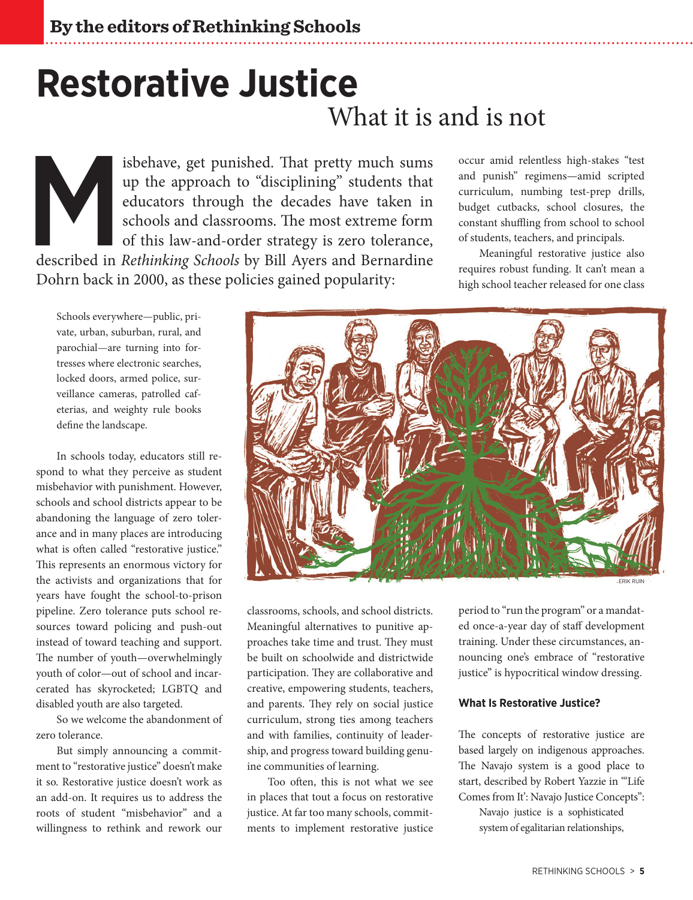By the editors of Rethinking Schools

# Restorative Justice

## What it is and is not

Misbehave, get punished. That pretty much sums up the approach to "disciplining" students that educators through the decades have taken in schools and classrooms. The most extreme form of this law-and-order strategy is zero tolerance, described in *Rethinking Schools* by Bill Ayers and Bernardine Dohrn back in 2000, as these policies gained popularity:

> Schools everywhere—public, private, urban, suburban, rural, and parochial—are turning into fortresses where electronic searches, locked doors, armed police, surveillance cameras, patrolled cafeterias, and weighty rule books define the landscape.

In schools today, educators still respond to what they perceive as student misbehavior with punishment. However, schools and school districts appear to be abandoning the language of zero tolerance and in many places are introducing what is often called "restorative justice." This represents an enormous victory for the activists and organizations that for years have fought the school-to-prison pipeline. Zero tolerance puts school resources toward policing and push-out instead of toward teaching and support. The number of youth—overwhelmingly youth of color—out of school and incarcerated has skyrocketed; LGBTQ and disabled youth are also targeted.

So we welcome the abandonment of zero tolerance.

But simply announcing a commitment to "restorative justice" doesn't make it so. Restorative justice doesn't work as an add-on. It requires us to address the roots of student "misbehavior" and a willingness to rethink and rework our classrooms, schools, and school districts. Meaningful alternatives to punitive approaches take time and trust. They must be built on schoolwide and districtwide participation. They are collaborative and creative, empowering students, teachers, and parents. They rely on social justice curriculum, strong ties among teachers and with families, continuity of leadership, and progress toward building genuine communities of learning.

Too often, this is not what we see in places that tout a focus on restorative justice. At far too many schools, commitments to implement restorative justice occur amid relentless high-stakes "test and punish" regimens—amid scripted curriculum, numbing test-prep drills, budget cutbacks, school closures, the constant shuffling from school to school of students, teachers, and principals.

Meaningful restorative justice also requires robust funding. It can't mean a high school teacher released for one class period to "run the program" or a mandated once-a-year day of staff development training. Under these circumstances, announcing one's embrace of "restorative justice" is hypocritical window dressing.

–ERIK RUIN

### What Is Restorative Justice?

The concepts of restorative justice are based largely on indigenous approaches. The Navajo system is a good place to start, described by Robert Yazzie in "'Life Comes from It': Navajo Justice Concepts":

> Navajo justice is a sophisticated system of egalitarian relationships,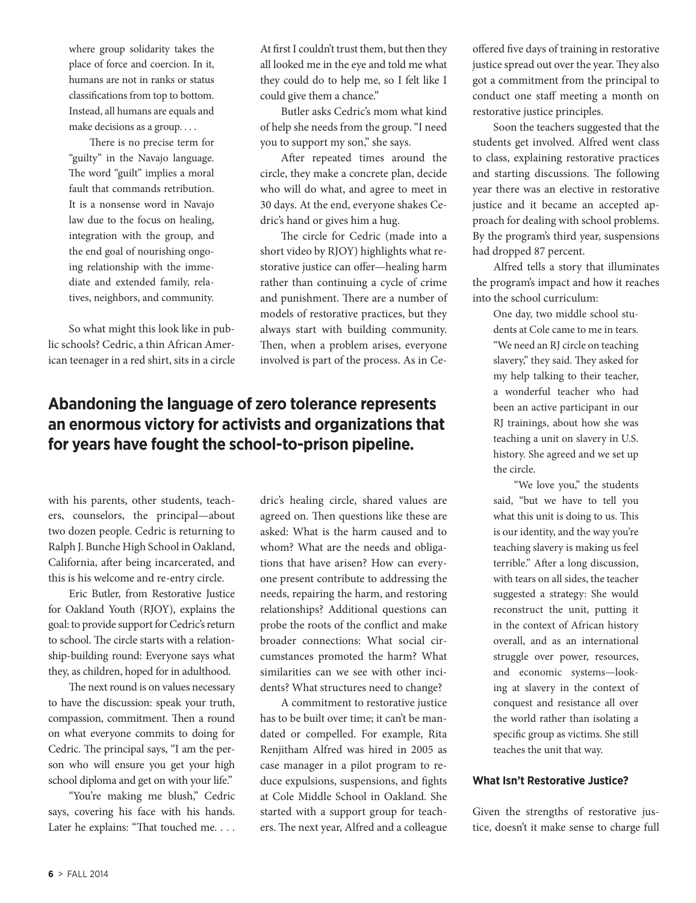where group solidarity takes the place of force and coercion. In it, humans are not in ranks or status classifications from top to bottom. Instead, all humans are equals and make decisions as a group. . . .

> There is no precise term for "guilty" in the Navajo language. The word "guilt" implies a moral fault that commands retribution. It is a nonsense word in Navajo law due to the focus on healing, integration with the group, and the end goal of nourishing ongoing relationship with the immediate and extended family, relatives, neighbors, and community.

So what might this look like in public schools? Cedric, a thin African American teenager in a red shirt, sits in a circle with his parents, other students, teachers, counselors, the principal—about two dozen people. Cedric is returning to Ralph J. Bunche High School in Oakland, California, after being incarcerated, and this is his welcome and re-entry circle.

Eric Butler, from Restorative Justice for Oakland Youth (RJOY), explains the goal: to provide support for Cedric's return to school. The circle starts with a relationship-building round: Everyone says what they, as children, hoped for in adulthood.

The next round is on values necessary to have the discussion: speak your truth, compassion, commitment. Then a round on what everyone commits to doing for Cedric. The principal says, "I am the person who will ensure you get your high school diploma and get on with your life."

"You're making me blush," Cedric says, covering his face with his hands. Later he explains: "That touched me. . . . At first I couldn't trust them, but then they all looked me in the eye and told me what they could do to help me, so I felt like I could give them a chance."

Butler asks Cedric's mom what kind of help she needs from the group. "I need you to support my son," she says.

After repeated times around the circle, they make a concrete plan, decide who will do what, and agree to meet in 30 days. At the end, everyone shakes Cedric's hand or gives him a hug.

The circle for Cedric (made into a short video by RJOY) highlights what restorative justice can offer—healing harm rather than continuing a cycle of crime and punishment. There are a number of models of restorative practices, but they always start with building community. Then, when a problem arises, everyone involved is part of the process. As in Cedric's healing circle, shared values are agreed on. Then questions like these are asked: What is the harm caused and to whom? What are the needs and obligations that have arisen? How can everyone present contribute to addressing the needs, repairing the harm, and restoring relationships? Additional questions can probe the roots of the conflict and make broader connections: What social circumstances promoted the harm? What similarities can we see with other incidents? What structures need to change?

**Abandoning the language of zero tolerance represents an enormous victory for activists and organizations that for years have fought the school-to-prison pipeline.**

A commitment to restorative justice has to be built over time; it can't be mandated or compelled. For example, Rita Renjitham Alfred was hired in 2005 as case manager in a pilot program to reduce expulsions, suspensions, and fights at Cole Middle School in Oakland. She started with a support group for teachers. The next year, Alfred and a colleague offered five days of training in restorative justice spread out over the year. They also got a commitment from the principal to conduct one staff meeting a month on restorative justice principles.

Soon the teachers suggested that the students get involved. Alfred went class to class, explaining restorative practices and starting discussions. The following year there was an elective in restorative justice and it became an accepted approach for dealing with school problems. By the program's third year, suspensions had dropped 87 percent.

Alfred tells a story that illuminates the program's impact and how it reaches into the school curriculum:

> One day, two middle school students at Cole came to me in tears. "We need an RJ circle on teaching slavery," they said. They asked for my help talking to their teacher, a wonderful teacher who had been an active participant in our RJ trainings, about how she was teaching a unit on slavery in U.S. history. She agreed and we set up the circle.
>
> "We love you," the students said, "but we have to tell you what this unit is doing to us. This is our identity, and the way you're teaching slavery is making us feel terrible." After a long discussion, with tears on all sides, the teacher suggested a strategy: She would reconstruct the unit, putting it in the context of African history overall, and as an international struggle over power, resources, and economic systems—looking at slavery in the context of conquest and resistance all over the world rather than isolating a specific group as victims. She still teaches the unit that way.

### What Isn't Restorative Justice?

Given the strengths of restorative justice, doesn't it make sense to charge full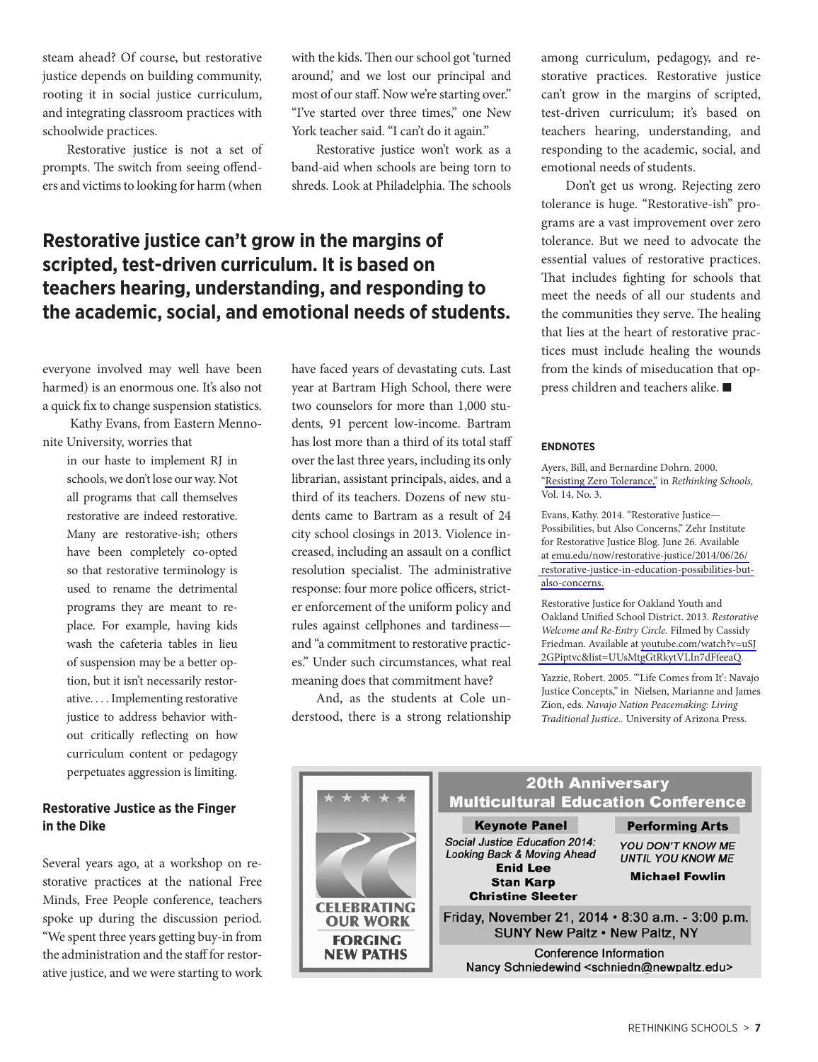steam ahead? Of course, but restorative justice depends on building community, rooting it in social justice curriculum, and integrating classroom practices with schoolwide practices.

Restorative justice is not a set of prompts. The switch from seeing offenders and victims to looking for harm (when everyone involved may well have been harmed) is an enormous one. It's also not a quick fix to change suspension statistics.

Kathy Evans, from Eastern Mennonite University, worries that

> in our haste to implement RJ in schools, we don't lose our way. Not all programs that call themselves restorative are indeed restorative. Many are restorative-ish; others have been completely co-opted so that restorative terminology is used to rename the detrimental programs they are meant to replace. For example, having kids wash the cafeteria tables in lieu of suspension may be a better option, but it isn't necessarily restorative. . . . Implementing restorative justice to address behavior without critically reflecting on how curriculum content or pedagogy perpetuates aggression is limiting.

**Restorative justice can't grow in the margins of scripted, test-driven curriculum. It is based on teachers hearing, understanding, and responding to the academic, social, and emotional needs of students.**

### Restorative Justice as the Finger in the Dike

Several years ago, at a workshop on restorative practices at the national Free Minds, Free People conference, teachers spoke up during the discussion period. "We spent three years getting buy-in from the administration and the staff for restorative justice, and we were starting to work with the kids. Then our school got 'turned around,' and we lost our principal and most of our staff. Now we're starting over." "I've started over three times," one New York teacher said. "I can't do it again."

Restorative justice won't work as a band-aid when schools are being torn to shreds. Look at Philadelphia. The schools have faced years of devastating cuts. Last year at Bartram High School, there were two counselors for more than 1,000 students, 91 percent low-income. Bartram has lost more than a third of its total staff over the last three years, including its only librarian, assistant principals, aides, and a third of its teachers. Dozens of new students came to Bartram as a result of 24 city school closings in 2013. Violence increased, including an assault on a conflict resolution specialist. The administrative response: four more police officers, stricter enforcement of the uniform policy and rules against cellphones and tardiness—and "a commitment to restorative practices." Under such circumstances, what real meaning does that commitment have?

And, as the students at Cole understood, there is a strong relationship among curriculum, pedagogy, and restorative practices. Restorative justice can't grow in the margins of scripted, test-driven curriculum; it's based on teachers hearing, understanding, and responding to the academic, social, and emotional needs of students.

Don't get us wrong. Rejecting zero tolerance is huge. "Restorative-ish" programs are a vast improvement over zero tolerance. But we need to advocate the essential values of restorative practices. That includes fighting for schools that meet the needs of all our students and the communities they serve. The healing that lies at the heart of restorative practices must include healing the wounds from the kinds of miseducation that oppress children and teachers alike. ■

#### ENDNOTES

Ayers, Bill, and Bernardine Dohrn. 2000. "Resisting Zero Tolerance," in *Rethinking Schools*, Vol. 14, No. 3.

Evans, Kathy. 2014. "Restorative Justice—Possibilities, but Also Concerns," Zehr Institute for Restorative Justice Blog. June 26. Available at emu.edu/now/restorative-justice/2014/06/26/restorative-justice-in-education-possibilities-but-also-concerns.

Restorative Justice for Oakland Youth and Oakland Unified School District. 2013. *Restorative Welcome and Re-Entry Circle.* Filmed by Cassidy Friedman. Available at youtube.com/watch?v=uSJ2GPiptvc&list=UUsMtgGtRkytVLIn7dFfeeaQ.

Yazzie, Robert. 2005. "'Life Comes from It': Navajo Justice Concepts," in Nielsen, Marianne and James Zion, eds. *Navajo Nation Peacemaking: Living Traditional Justice..* University of Arizona Press.

CELEBRATING OUR WORK
FORGING NEW PATHS

**20th Anniversary Multicultural Education Conference**

**Keynote Panel**
*Social Justice Education 2014: Looking Back & Moving Ahead*
**Enid Lee**
**Stan Karp**
**Christine Sleeter**

**Performing Arts**
*YOU DON'T KNOW ME UNTIL YOU KNOW ME*
**Michael Fowlin**

Friday, November 21, 2014 • 8:30 a.m. - 3:00 p.m.
SUNY New Paltz • New Paltz, NY

Conference Information
Nancy Schniedewind <schniedn@newpaltz.edu>